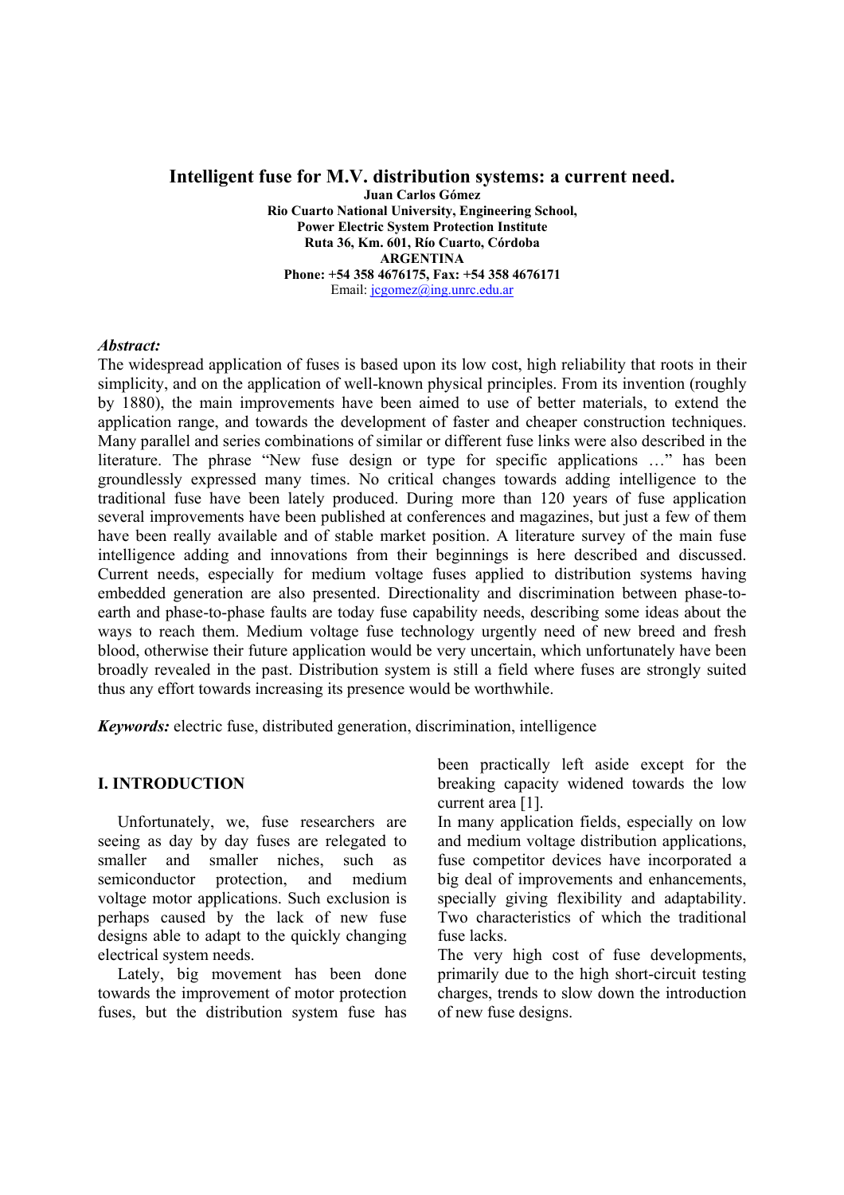# Intelligent fuse for M.V. distribution systems: a current need.

**Juan Carlos Gómez**
**Rio Cuarto National University, Engineering School,**
**Power Electric System Protection Institute**
**Ruta 36, Km. 601, Río Cuarto, Córdoba**
**ARGENTINA**
**Phone: +54 358 4676175, Fax: +54 358 4676171**
Email: jcgomez@ing.unrc.edu.ar

***Abstract:***

The widespread application of fuses is based upon its low cost, high reliability that roots in their simplicity, and on the application of well-known physical principles. From its invention (roughly by 1880), the main improvements have been aimed to use of better materials, to extend the application range, and towards the development of faster and cheaper construction techniques. Many parallel and series combinations of similar or different fuse links were also described in the literature. The phrase "New fuse design or type for specific applications …" has been groundlessly expressed many times. No critical changes towards adding intelligence to the traditional fuse have been lately produced. During more than 120 years of fuse application several improvements have been published at conferences and magazines, but just a few of them have been really available and of stable market position. A literature survey of the main fuse intelligence adding and innovations from their beginnings is here described and discussed. Current needs, especially for medium voltage fuses applied to distribution systems having embedded generation are also presented. Directionality and discrimination between phase-to-earth and phase-to-phase faults are today fuse capability needs, describing some ideas about the ways to reach them. Medium voltage fuse technology urgently need of new breed and fresh blood, otherwise their future application would be very uncertain, which unfortunately have been broadly revealed in the past. Distribution system is still a field where fuses are strongly suited thus any effort towards increasing its presence would be worthwhile.

***Keywords:*** electric fuse, distributed generation, discrimination, intelligence

## I. INTRODUCTION

Unfortunately, we, fuse researchers are seeing as day by day fuses are relegated to smaller and smaller niches, such as semiconductor protection, and medium voltage motor applications. Such exclusion is perhaps caused by the lack of new fuse designs able to adapt to the quickly changing electrical system needs.

Lately, big movement has been done towards the improvement of motor protection fuses, but the distribution system fuse has been practically left aside except for the breaking capacity widened towards the low current area [1].

In many application fields, especially on low and medium voltage distribution applications, fuse competitor devices have incorporated a big deal of improvements and enhancements, specially giving flexibility and adaptability. Two characteristics of which the traditional fuse lacks.

The very high cost of fuse developments, primarily due to the high short-circuit testing charges, trends to slow down the introduction of new fuse designs.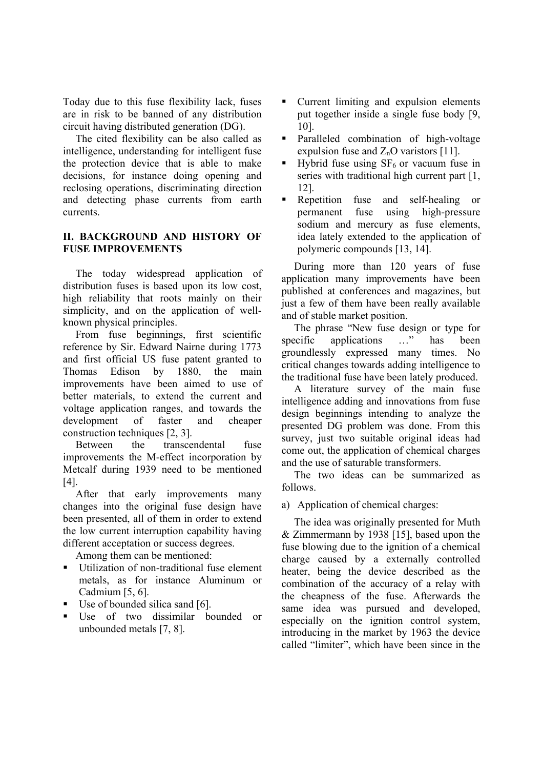Today due to this fuse flexibility lack, fuses are in risk to be banned of any distribution circuit having distributed generation (DG).

The cited flexibility can be also called as intelligence, understanding for intelligent fuse the protection device that is able to make decisions, for instance doing opening and reclosing operations, discriminating direction and detecting phase currents from earth currents.

## II. BACKGROUND AND HISTORY OF FUSE IMPROVEMENTS

The today widespread application of distribution fuses is based upon its low cost, high reliability that roots mainly on their simplicity, and on the application of well-known physical principles.

From fuse beginnings, first scientific reference by Sir. Edward Nairne during 1773 and first official US fuse patent granted to Thomas Edison by 1880, the main improvements have been aimed to use of better materials, to extend the current and voltage application ranges, and towards the development of faster and cheaper construction techniques [2, 3].

Between the transcendental fuse improvements the M-effect incorporation by Metcalf during 1939 need to be mentioned [4].

After that early improvements many changes into the original fuse design have been presented, all of them in order to extend the low current interruption capability having different acceptation or success degrees.

Among them can be mentioned:

- Utilization of non-traditional fuse element metals, as for instance Aluminum or Cadmium [5, 6].
- Use of bounded silica sand [6].
- Use of two dissimilar bounded or unbounded metals [7, 8].
- Current limiting and expulsion elements put together inside a single fuse body [9, 10].
- Paralleled combination of high-voltage expulsion fuse and $Z_nO$ varistors [11].
- Hybrid fuse using $SF_6$ or vacuum fuse in series with traditional high current part [1, 12].
- Repetition fuse and self-healing or permanent fuse using high-pressure sodium and mercury as fuse elements, idea lately extended to the application of polymeric compounds [13, 14].

During more than 120 years of fuse application many improvements have been published at conferences and magazines, but just a few of them have been really available and of stable market position.

The phrase "New fuse design or type for specific applications …" has been groundlessly expressed many times. No critical changes towards adding intelligence to the traditional fuse have been lately produced.

A literature survey of the main fuse intelligence adding and innovations from fuse design beginnings intending to analyze the presented DG problem was done. From this survey, just two suitable original ideas had come out, the application of chemical charges and the use of saturable transformers.

The two ideas can be summarized as follows.

a) Application of chemical charges:

The idea was originally presented for Muth & Zimmermann by 1938 [15], based upon the fuse blowing due to the ignition of a chemical charge caused by a externally controlled heater, being the device described as the combination of the accuracy of a relay with the cheapness of the fuse. Afterwards the same idea was pursued and developed, especially on the ignition control system, introducing in the market by 1963 the device called "limiter", which have been since in the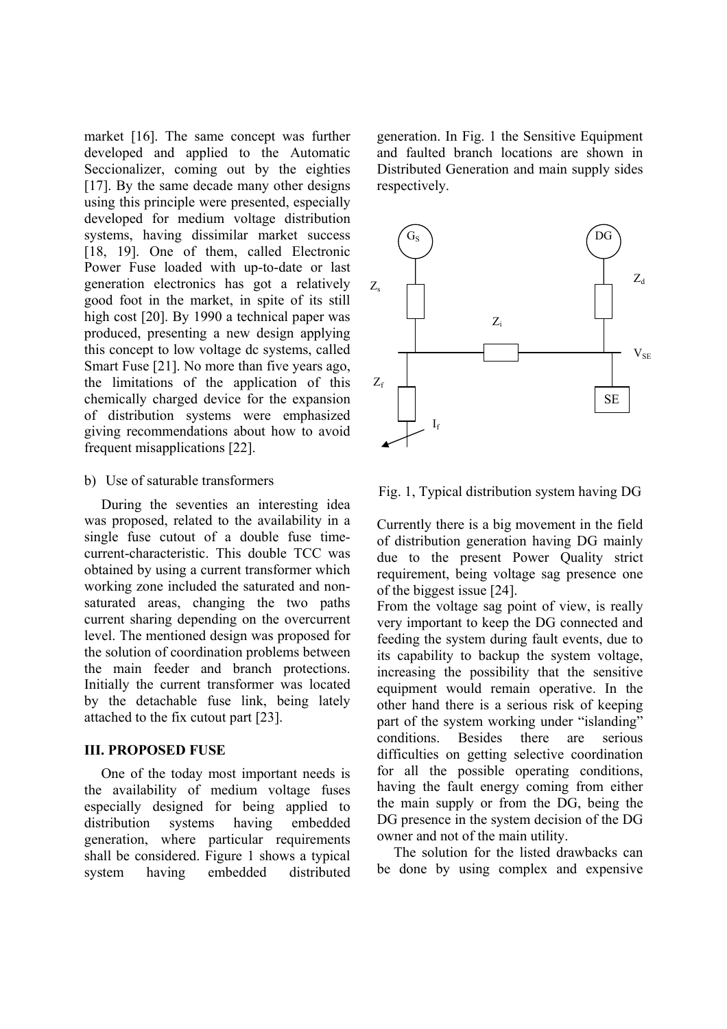market [16]. The same concept was further developed and applied to the Automatic Seccionalizer, coming out by the eighties [17]. By the same decade many other designs using this principle were presented, especially developed for medium voltage distribution systems, having dissimilar market success [18, 19]. One of them, called Electronic Power Fuse loaded with up-to-date or last generation electronics has got a relatively good foot in the market, in spite of its still high cost [20]. By 1990 a technical paper was produced, presenting a new design applying this concept to low voltage dc systems, called Smart Fuse [21]. No more than five years ago, the limitations of the application of this chemically charged device for the expansion of distribution systems were emphasized giving recommendations about how to avoid frequent misapplications [22].

b) Use of saturable transformers

During the seventies an interesting idea was proposed, related to the availability in a single fuse cutout of a double fuse time-current-characteristic. This double TCC was obtained by using a current transformer which working zone included the saturated and non-saturated areas, changing the two paths current sharing depending on the overcurrent level. The mentioned design was proposed for the solution of coordination problems between the main feeder and branch protections. Initially the current transformer was located by the detachable fuse link, being lately attached to the fix cutout part [23].

### III. PROPOSED FUSE

One of the today most important needs is the availability of medium voltage fuses especially designed for being applied to distribution systems having embedded generation, where particular requirements shall be considered. Figure 1 shows a typical system having embedded distributed generation. In Fig. 1 the Sensitive Equipment and faulted branch locations are shown in Distributed Generation and main supply sides respectively.

$G_S$ &nbsp; DG &nbsp; $Z_s$ &nbsp; $Z_d$ &nbsp; $Z_i$ &nbsp; $V_{SE}$ &nbsp; $Z_f$ &nbsp; SE &nbsp; $I_f$

Fig. 1, Typical distribution system having DG

Currently there is a big movement in the field of distribution generation having DG mainly due to the present Power Quality strict requirement, being voltage sag presence one of the biggest issue [24].

From the voltage sag point of view, is really very important to keep the DG connected and feeding the system during fault events, due to its capability to backup the system voltage, increasing the possibility that the sensitive equipment would remain operative. In the other hand there is a serious risk of keeping part of the system working under "islanding" conditions. Besides there are serious difficulties on getting selective coordination for all the possible operating conditions, having the fault energy coming from either the main supply or from the DG, being the DG presence in the system decision of the DG owner and not of the main utility.

The solution for the listed drawbacks can be done by using complex and expensive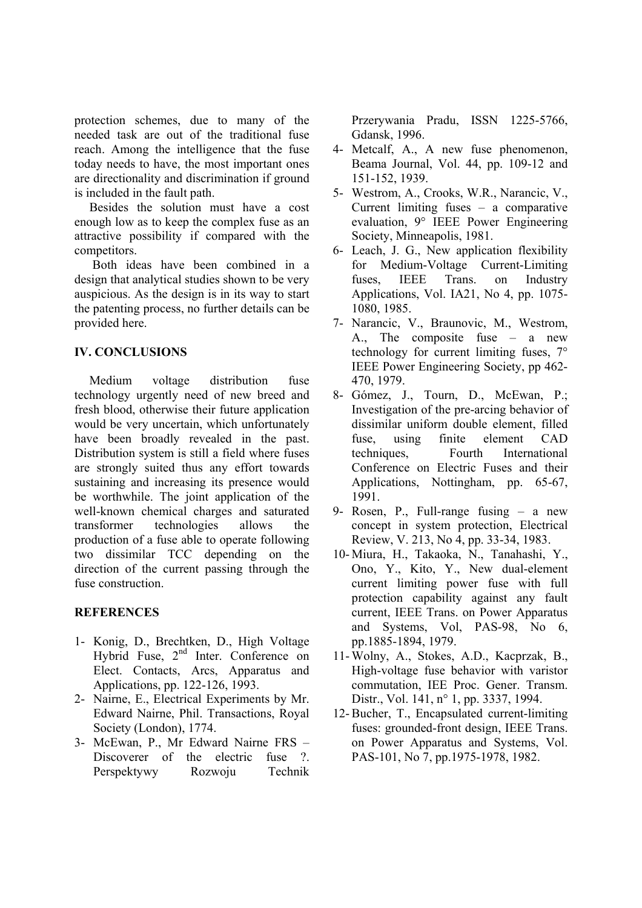protection schemes, due to many of the needed task are out of the traditional fuse reach. Among the intelligence that the fuse today needs to have, the most important ones are directionality and discrimination if ground is included in the fault path.

Besides the solution must have a cost enough low as to keep the complex fuse as an attractive possibility if compared with the competitors.

Both ideas have been combined in a design that analytical studies shown to be very auspicious. As the design is in its way to start the patenting process, no further details can be provided here.

## IV. CONCLUSIONS

Medium voltage distribution fuse technology urgently need of new breed and fresh blood, otherwise their future application would be very uncertain, which unfortunately have been broadly revealed in the past. Distribution system is still a field where fuses are strongly suited thus any effort towards sustaining and increasing its presence would be worthwhile. The joint application of the well-known chemical charges and saturated transformer technologies allows the production of a fuse able to operate following two dissimilar TCC depending on the direction of the current passing through the fuse construction.

## REFERENCES

1- Konig, D., Brechtken, D., High Voltage Hybrid Fuse, 2nd Inter. Conference on Elect. Contacts, Arcs, Apparatus and Applications, pp. 122-126, 1993.
2- Nairne, E., Electrical Experiments by Mr. Edward Nairne, Phil. Transactions, Royal Society (London), 1774.
3- McEwan, P., Mr Edward Nairne FRS – Discoverer of the electric fuse ?. Perspektywy Rozwoju Technik Przerywania Pradu, ISSN 1225-5766, Gdansk, 1996.
4- Metcalf, A., A new fuse phenomenon, Beama Journal, Vol. 44, pp. 109-12 and 151-152, 1939.
5- Westrom, A., Crooks, W.R., Narancic, V., Current limiting fuses – a comparative evaluation, 9° IEEE Power Engineering Society, Minneapolis, 1981.
6- Leach, J. G., New application flexibility for Medium-Voltage Current-Limiting fuses, IEEE Trans. on Industry Applications, Vol. IA21, No 4, pp. 1075-1080, 1985.
7- Narancic, V., Braunovic, M., Westrom, A., The composite fuse – a new technology for current limiting fuses, 7° IEEE Power Engineering Society, pp 462-470, 1979.
8- Gómez, J., Tourn, D., McEwan, P.; Investigation of the pre-arcing behavior of dissimilar uniform double element, filled fuse, using finite element CAD techniques, Fourth International Conference on Electric Fuses and their Applications, Nottingham, pp. 65-67, 1991.
9- Rosen, P., Full-range fusing – a new concept in system protection, Electrical Review, V. 213, No 4, pp. 33-34, 1983.
10- Miura, H., Takaoka, N., Tanahashi, Y., Ono, Y., Kito, Y., New dual-element current limiting power fuse with full protection capability against any fault current, IEEE Trans. on Power Apparatus and Systems, Vol, PAS-98, No 6, pp.1885-1894, 1979.
11- Wolny, A., Stokes, A.D., Kacprzak, B., High-voltage fuse behavior with varistor commutation, IEE Proc. Gener. Transm. Distr., Vol. 141, n° 1, pp. 3337, 1994.
12- Bucher, T., Encapsulated current-limiting fuses: grounded-front design, IEEE Trans. on Power Apparatus and Systems, Vol. PAS-101, No 7, pp.1975-1978, 1982.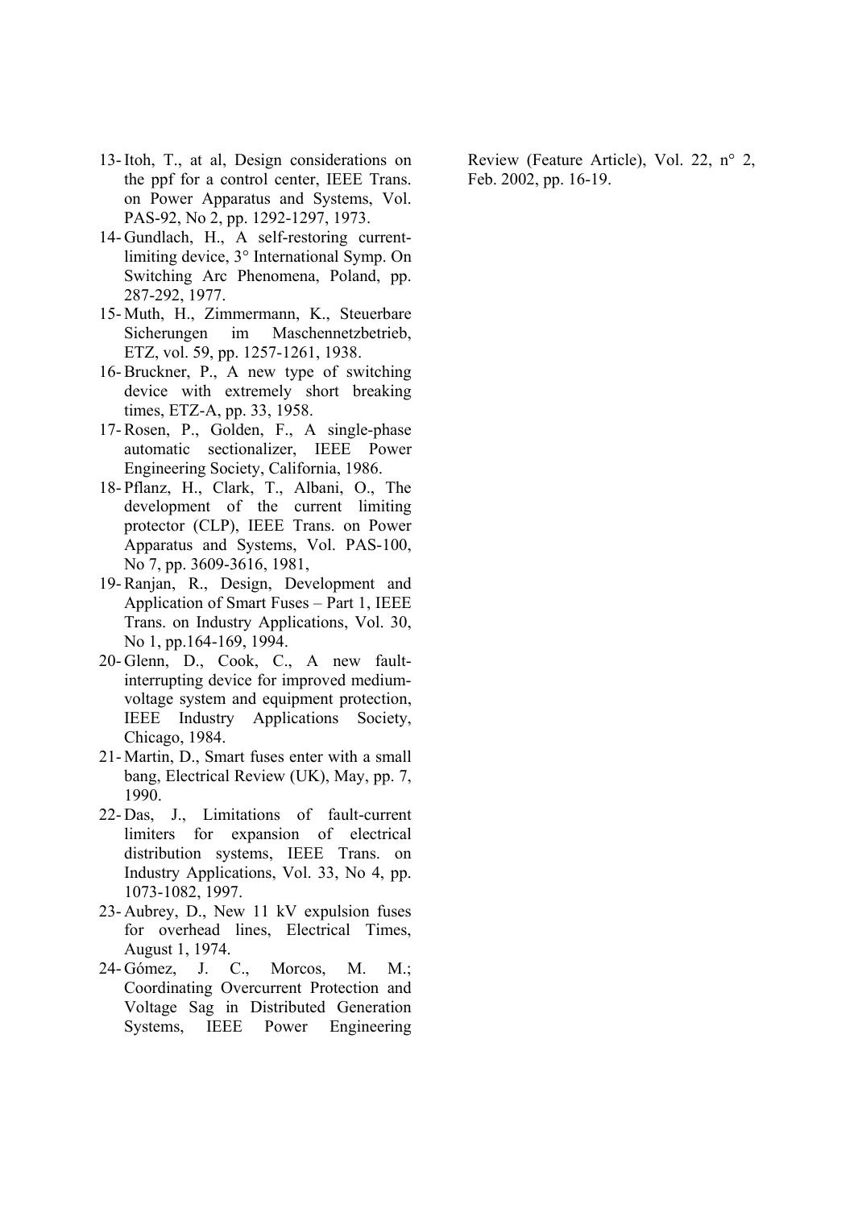13- Itoh, T., at al, Design considerations on the ppf for a control center, IEEE Trans. on Power Apparatus and Systems, Vol. PAS-92, No 2, pp. 1292-1297, 1973.
14- Gundlach, H., A self-restoring current-limiting device, 3° International Symp. On Switching Arc Phenomena, Poland, pp. 287-292, 1977.
15- Muth, H., Zimmermann, K., Steuerbare Sicherungen im Maschennetzbetrieb, ETZ, vol. 59, pp. 1257-1261, 1938.
16- Bruckner, P., A new type of switching device with extremely short breaking times, ETZ-A, pp. 33, 1958.
17- Rosen, P., Golden, F., A single-phase automatic sectionalizer, IEEE Power Engineering Society, California, 1986.
18- Pflanz, H., Clark, T., Albani, O., The development of the current limiting protector (CLP), IEEE Trans. on Power Apparatus and Systems, Vol. PAS-100, No 7, pp. 3609-3616, 1981,
19- Ranjan, R., Design, Development and Application of Smart Fuses – Part 1, IEEE Trans. on Industry Applications, Vol. 30, No 1, pp.164-169, 1994.
20- Glenn, D., Cook, C., A new fault-interrupting device for improved medium-voltage system and equipment protection, IEEE Industry Applications Society, Chicago, 1984.
21- Martin, D., Smart fuses enter with a small bang, Electrical Review (UK), May, pp. 7, 1990.
22- Das, J., Limitations of fault-current limiters for expansion of electrical distribution systems, IEEE Trans. on Industry Applications, Vol. 33, No 4, pp. 1073-1082, 1997.
23- Aubrey, D., New 11 kV expulsion fuses for overhead lines, Electrical Times, August 1, 1974.
24- Gómez, J. C., Morcos, M. M.; Coordinating Overcurrent Protection and Voltage Sag in Distributed Generation Systems, IEEE Power Engineering Review (Feature Article), Vol. 22, n° 2, Feb. 2002, pp. 16-19.